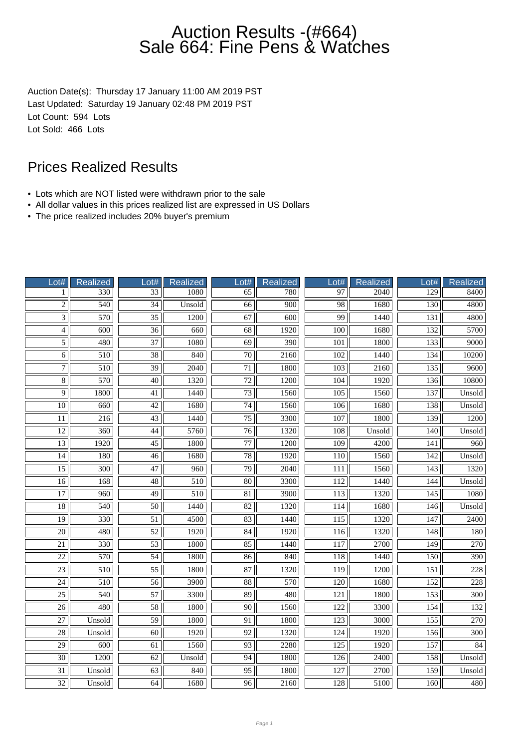# Auction Results -(#664)
# Sale 664: Fine Pens & Watches

Auction Date(s): Thursday 17 January 11:00 AM 2019 PST
Last Updated: Saturday 19 January 02:48 PM 2019 PST
Lot Count: 594 Lots
Lot Sold: 466 Lots

## Prices Realized Results

- Lots which are NOT listed were withdrawn prior to the sale
- All dollar values in this prices realized list are expressed in US Dollars
- The price realized includes 20% buyer's premium

| Lot# | Realized | Lot# | Realized | Lot# | Realized | Lot# | Realized | Lot# | Realized |
|---|---|---|---|---|---|---|---|---|---|
| 1 | 330 | 33 | 1080 | 65 | 780 | 97 | 2040 | 129 | 8400 |
| 2 | 540 | 34 | Unsold | 66 | 900 | 98 | 1680 | 130 | 4800 |
| 3 | 570 | 35 | 1200 | 67 | 600 | 99 | 1440 | 131 | 4800 |
| 4 | 600 | 36 | 660 | 68 | 1920 | 100 | 1680 | 132 | 5700 |
| 5 | 480 | 37 | 1080 | 69 | 390 | 101 | 1800 | 133 | 9000 |
| 6 | 510 | 38 | 840 | 70 | 2160 | 102 | 1440 | 134 | 10200 |
| 7 | 510 | 39 | 2040 | 71 | 1800 | 103 | 2160 | 135 | 9600 |
| 8 | 570 | 40 | 1320 | 72 | 1200 | 104 | 1920 | 136 | 10800 |
| 9 | 1800 | 41 | 1440 | 73 | 1560 | 105 | 1560 | 137 | Unsold |
| 10 | 660 | 42 | 1680 | 74 | 1560 | 106 | 1680 | 138 | Unsold |
| 11 | 216 | 43 | 1440 | 75 | 3300 | 107 | 1800 | 139 | 1200 |
| 12 | 360 | 44 | 5760 | 76 | 1320 | 108 | Unsold | 140 | Unsold |
| 13 | 1920 | 45 | 1800 | 77 | 1200 | 109 | 4200 | 141 | 960 |
| 14 | 180 | 46 | 1680 | 78 | 1920 | 110 | 1560 | 142 | Unsold |
| 15 | 300 | 47 | 960 | 79 | 2040 | 111 | 1560 | 143 | 1320 |
| 16 | 168 | 48 | 510 | 80 | 3300 | 112 | 1440 | 144 | Unsold |
| 17 | 960 | 49 | 510 | 81 | 3900 | 113 | 1320 | 145 | 1080 |
| 18 | 540 | 50 | 1440 | 82 | 1320 | 114 | 1680 | 146 | Unsold |
| 19 | 330 | 51 | 4500 | 83 | 1440 | 115 | 1320 | 147 | 2400 |
| 20 | 480 | 52 | 1920 | 84 | 1920 | 116 | 1320 | 148 | 180 |
| 21 | 330 | 53 | 1800 | 85 | 1440 | 117 | 2700 | 149 | 270 |
| 22 | 570 | 54 | 1800 | 86 | 840 | 118 | 1440 | 150 | 390 |
| 23 | 510 | 55 | 1800 | 87 | 1320 | 119 | 1200 | 151 | 228 |
| 24 | 510 | 56 | 3900 | 88 | 570 | 120 | 1680 | 152 | 228 |
| 25 | 540 | 57 | 3300 | 89 | 480 | 121 | 1800 | 153 | 300 |
| 26 | 480 | 58 | 1800 | 90 | 1560 | 122 | 3300 | 154 | 132 |
| 27 | Unsold | 59 | 1800 | 91 | 1800 | 123 | 3000 | 155 | 270 |
| 28 | Unsold | 60 | 1920 | 92 | 1320 | 124 | 1920 | 156 | 300 |
| 29 | 600 | 61 | 1560 | 93 | 2280 | 125 | 1920 | 157 | 84 |
| 30 | 1200 | 62 | Unsold | 94 | 1800 | 126 | 2400 | 158 | Unsold |
| 31 | Unsold | 63 | 840 | 95 | 1800 | 127 | 2700 | 159 | Unsold |
| 32 | Unsold | 64 | 1680 | 96 | 2160 | 128 | 5100 | 160 | 480 |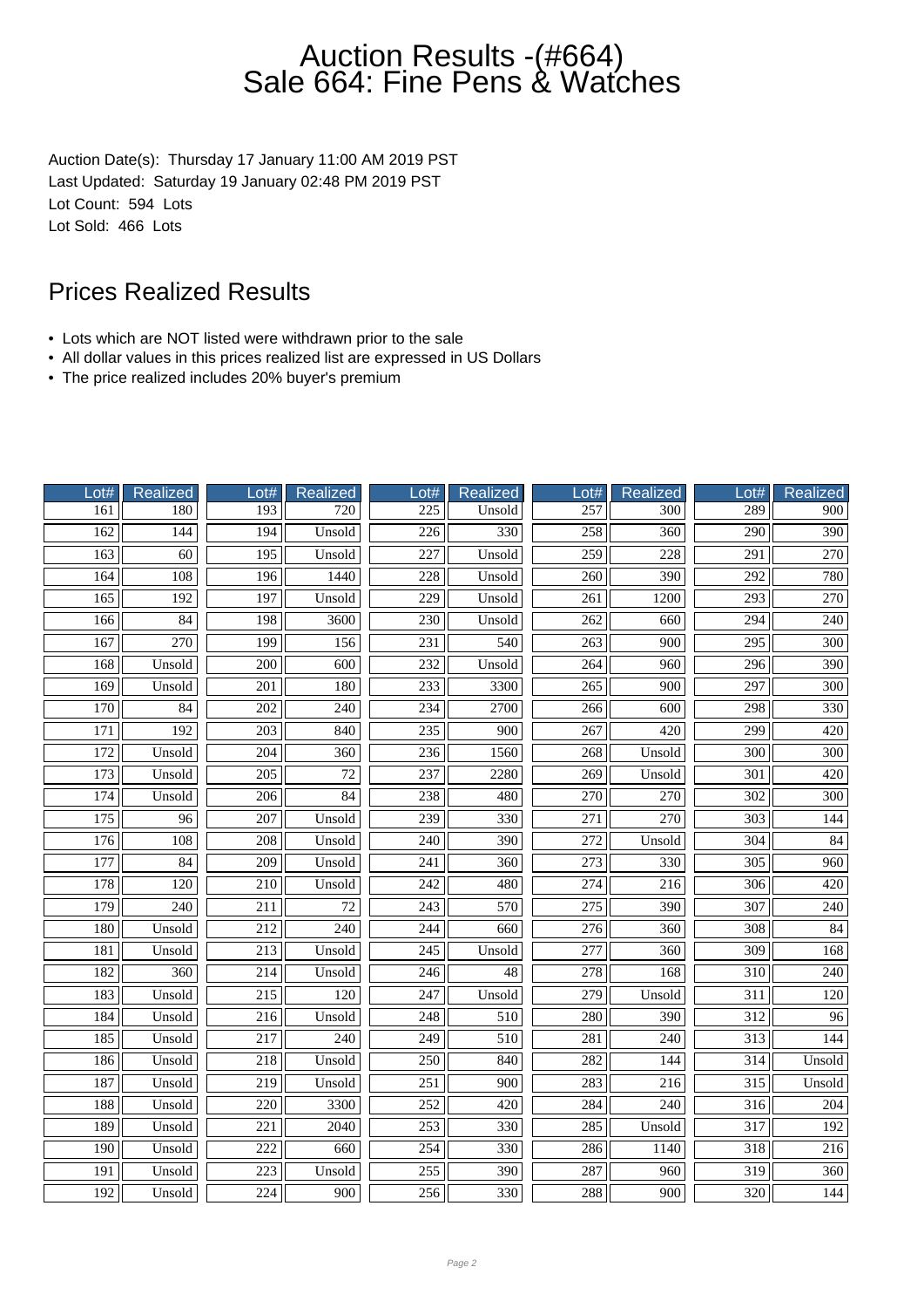# Auction Results -(#664)
# Sale 664: Fine Pens & Watches

Auction Date(s): Thursday 17 January 11:00 AM 2019 PST
Last Updated: Saturday 19 January 02:48 PM 2019 PST
Lot Count: 594 Lots
Lot Sold: 466 Lots

## Prices Realized Results

- Lots which are NOT listed were withdrawn prior to the sale
- All dollar values in this prices realized list are expressed in US Dollars
- The price realized includes 20% buyer's premium

| Lot# | Realized | Lot# | Realized | Lot# | Realized | Lot# | Realized | Lot# | Realized |
|---|---|---|---|---|---|---|---|---|---|
| 161 | 180 | 193 | 720 | 225 | Unsold | 257 | 300 | 289 | 900 |
| 162 | 144 | 194 | Unsold | 226 | 330 | 258 | 360 | 290 | 390 |
| 163 | 60 | 195 | Unsold | 227 | Unsold | 259 | 228 | 291 | 270 |
| 164 | 108 | 196 | 1440 | 228 | Unsold | 260 | 390 | 292 | 780 |
| 165 | 192 | 197 | Unsold | 229 | Unsold | 261 | 1200 | 293 | 270 |
| 166 | 84 | 198 | 3600 | 230 | Unsold | 262 | 660 | 294 | 240 |
| 167 | 270 | 199 | 156 | 231 | 540 | 263 | 900 | 295 | 300 |
| 168 | Unsold | 200 | 600 | 232 | Unsold | 264 | 960 | 296 | 390 |
| 169 | Unsold | 201 | 180 | 233 | 3300 | 265 | 900 | 297 | 300 |
| 170 | 84 | 202 | 240 | 234 | 2700 | 266 | 600 | 298 | 330 |
| 171 | 192 | 203 | 840 | 235 | 900 | 267 | 420 | 299 | 420 |
| 172 | Unsold | 204 | 360 | 236 | 1560 | 268 | Unsold | 300 | 300 |
| 173 | Unsold | 205 | 72 | 237 | 2280 | 269 | Unsold | 301 | 420 |
| 174 | Unsold | 206 | 84 | 238 | 480 | 270 | 270 | 302 | 300 |
| 175 | 96 | 207 | Unsold | 239 | 330 | 271 | 270 | 303 | 144 |
| 176 | 108 | 208 | Unsold | 240 | 390 | 272 | Unsold | 304 | 84 |
| 177 | 84 | 209 | Unsold | 241 | 360 | 273 | 330 | 305 | 960 |
| 178 | 120 | 210 | Unsold | 242 | 480 | 274 | 216 | 306 | 420 |
| 179 | 240 | 211 | 72 | 243 | 570 | 275 | 390 | 307 | 240 |
| 180 | Unsold | 212 | 240 | 244 | 660 | 276 | 360 | 308 | 84 |
| 181 | Unsold | 213 | Unsold | 245 | Unsold | 277 | 360 | 309 | 168 |
| 182 | 360 | 214 | Unsold | 246 | 48 | 278 | 168 | 310 | 240 |
| 183 | Unsold | 215 | 120 | 247 | Unsold | 279 | Unsold | 311 | 120 |
| 184 | Unsold | 216 | Unsold | 248 | 510 | 280 | 390 | 312 | 96 |
| 185 | Unsold | 217 | 240 | 249 | 510 | 281 | 240 | 313 | 144 |
| 186 | Unsold | 218 | Unsold | 250 | 840 | 282 | 144 | 314 | Unsold |
| 187 | Unsold | 219 | Unsold | 251 | 900 | 283 | 216 | 315 | Unsold |
| 188 | Unsold | 220 | 3300 | 252 | 420 | 284 | 240 | 316 | 204 |
| 189 | Unsold | 221 | 2040 | 253 | 330 | 285 | Unsold | 317 | 192 |
| 190 | Unsold | 222 | 660 | 254 | 330 | 286 | 1140 | 318 | 216 |
| 191 | Unsold | 223 | Unsold | 255 | 390 | 287 | 960 | 319 | 360 |
| 192 | Unsold | 224 | 900 | 256 | 330 | 288 | 900 | 320 | 144 |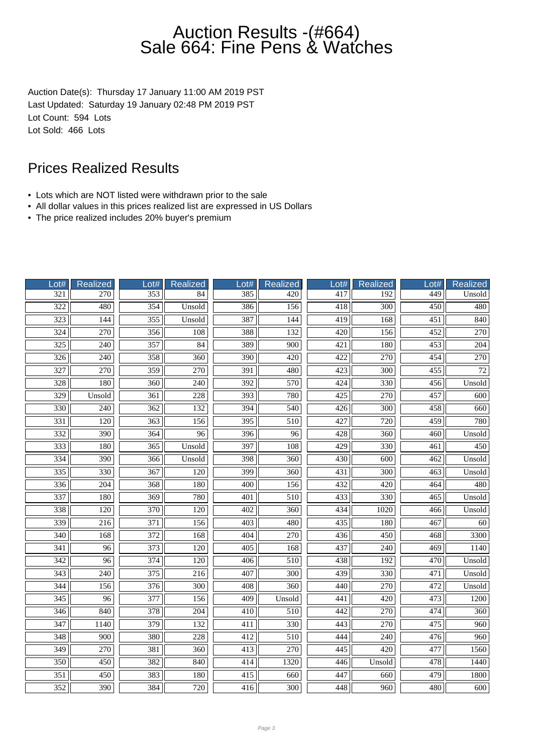# Auction Results -(#664)
# Sale 664: Fine Pens & Watches

Auction Date(s): Thursday 17 January 11:00 AM 2019 PST
Last Updated: Saturday 19 January 02:48 PM 2019 PST
Lot Count: 594 Lots
Lot Sold: 466 Lots

## Prices Realized Results

- Lots which are NOT listed were withdrawn prior to the sale
- All dollar values in this prices realized list are expressed in US Dollars
- The price realized includes 20% buyer's premium

| Lot# | Realized | Lot# | Realized | Lot# | Realized | Lot# | Realized | Lot# | Realized |
|---|---|---|---|---|---|---|---|---|---|
| 321 | 270 | 353 | 84 | 385 | 420 | 417 | 192 | 449 | Unsold |
| 322 | 480 | 354 | Unsold | 386 | 156 | 418 | 300 | 450 | 480 |
| 323 | 144 | 355 | Unsold | 387 | 144 | 419 | 168 | 451 | 840 |
| 324 | 270 | 356 | 108 | 388 | 132 | 420 | 156 | 452 | 270 |
| 325 | 240 | 357 | 84 | 389 | 900 | 421 | 180 | 453 | 204 |
| 326 | 240 | 358 | 360 | 390 | 420 | 422 | 270 | 454 | 270 |
| 327 | 270 | 359 | 270 | 391 | 480 | 423 | 300 | 455 | 72 |
| 328 | 180 | 360 | 240 | 392 | 570 | 424 | 330 | 456 | Unsold |
| 329 | Unsold | 361 | 228 | 393 | 780 | 425 | 270 | 457 | 600 |
| 330 | 240 | 362 | 132 | 394 | 540 | 426 | 300 | 458 | 660 |
| 331 | 120 | 363 | 156 | 395 | 510 | 427 | 720 | 459 | 780 |
| 332 | 390 | 364 | 96 | 396 | 96 | 428 | 360 | 460 | Unsold |
| 333 | 180 | 365 | Unsold | 397 | 108 | 429 | 330 | 461 | 450 |
| 334 | 390 | 366 | Unsold | 398 | 360 | 430 | 600 | 462 | Unsold |
| 335 | 330 | 367 | 120 | 399 | 360 | 431 | 300 | 463 | Unsold |
| 336 | 204 | 368 | 180 | 400 | 156 | 432 | 420 | 464 | 480 |
| 337 | 180 | 369 | 780 | 401 | 510 | 433 | 330 | 465 | Unsold |
| 338 | 120 | 370 | 120 | 402 | 360 | 434 | 1020 | 466 | Unsold |
| 339 | 216 | 371 | 156 | 403 | 480 | 435 | 180 | 467 | 60 |
| 340 | 168 | 372 | 168 | 404 | 270 | 436 | 450 | 468 | 3300 |
| 341 | 96 | 373 | 120 | 405 | 168 | 437 | 240 | 469 | 1140 |
| 342 | 96 | 374 | 120 | 406 | 510 | 438 | 192 | 470 | Unsold |
| 343 | 240 | 375 | 216 | 407 | 300 | 439 | 330 | 471 | Unsold |
| 344 | 156 | 376 | 300 | 408 | 360 | 440 | 270 | 472 | Unsold |
| 345 | 96 | 377 | 156 | 409 | Unsold | 441 | 420 | 473 | 1200 |
| 346 | 840 | 378 | 204 | 410 | 510 | 442 | 270 | 474 | 360 |
| 347 | 1140 | 379 | 132 | 411 | 330 | 443 | 270 | 475 | 960 |
| 348 | 900 | 380 | 228 | 412 | 510 | 444 | 240 | 476 | 960 |
| 349 | 270 | 381 | 360 | 413 | 270 | 445 | 420 | 477 | 1560 |
| 350 | 450 | 382 | 840 | 414 | 1320 | 446 | Unsold | 478 | 1440 |
| 351 | 450 | 383 | 180 | 415 | 660 | 447 | 660 | 479 | 1800 |
| 352 | 390 | 384 | 720 | 416 | 300 | 448 | 960 | 480 | 600 |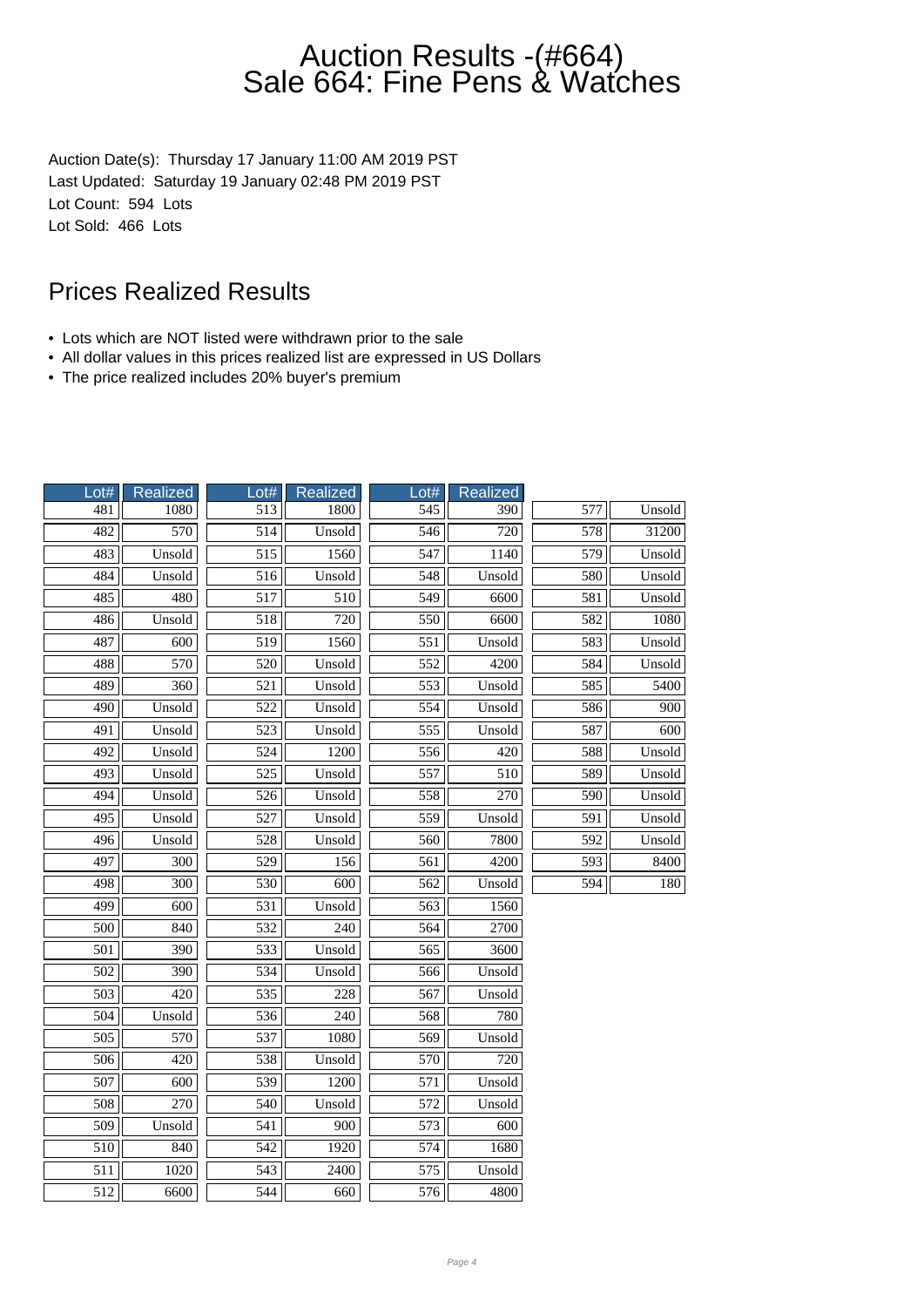# Auction Results -(#664) Sale 664: Fine Pens & Watches

Auction Date(s): Thursday 17 January 11:00 AM 2019 PST
Last Updated: Saturday 19 January 02:48 PM 2019 PST
Lot Count: 594 Lots
Lot Sold: 466 Lots

## Prices Realized Results

- Lots which are NOT listed were withdrawn prior to the sale
- All dollar values in this prices realized list are expressed in US Dollars
- The price realized includes 20% buyer's premium

| Lot# | Realized | Lot# | Realized | Lot# | Realized | Lot# | Realized |
|---|---|---|---|---|---|---|---|
| 481 | 1080 | 513 | 1800 | 545 | 390 | 577 | Unsold |
| 482 | 570 | 514 | Unsold | 546 | 720 | 578 | 31200 |
| 483 | Unsold | 515 | 1560 | 547 | 1140 | 579 | Unsold |
| 484 | Unsold | 516 | Unsold | 548 | Unsold | 580 | Unsold |
| 485 | 480 | 517 | 510 | 549 | 6600 | 581 | Unsold |
| 486 | Unsold | 518 | 720 | 550 | 6600 | 582 | 1080 |
| 487 | 600 | 519 | 1560 | 551 | Unsold | 583 | Unsold |
| 488 | 570 | 520 | Unsold | 552 | 4200 | 584 | Unsold |
| 489 | 360 | 521 | Unsold | 553 | Unsold | 585 | 5400 |
| 490 | Unsold | 522 | Unsold | 554 | Unsold | 586 | 900 |
| 491 | Unsold | 523 | Unsold | 555 | Unsold | 587 | 600 |
| 492 | Unsold | 524 | 1200 | 556 | 420 | 588 | Unsold |
| 493 | Unsold | 525 | Unsold | 557 | 510 | 589 | Unsold |
| 494 | Unsold | 526 | Unsold | 558 | 270 | 590 | Unsold |
| 495 | Unsold | 527 | Unsold | 559 | Unsold | 591 | Unsold |
| 496 | Unsold | 528 | Unsold | 560 | 7800 | 592 | Unsold |
| 497 | 300 | 529 | 156 | 561 | 4200 | 593 | 8400 |
| 498 | 300 | 530 | 600 | 562 | Unsold | 594 | 180 |
| 499 | 600 | 531 | Unsold | 563 | 1560 | | |
| 500 | 840 | 532 | 240 | 564 | 2700 | | |
| 501 | 390 | 533 | Unsold | 565 | 3600 | | |
| 502 | 390 | 534 | Unsold | 566 | Unsold | | |
| 503 | 420 | 535 | 228 | 567 | Unsold | | |
| 504 | Unsold | 536 | 240 | 568 | 780 | | |
| 505 | 570 | 537 | 1080 | 569 | Unsold | | |
| 506 | 420 | 538 | Unsold | 570 | 720 | | |
| 507 | 600 | 539 | 1200 | 571 | Unsold | | |
| 508 | 270 | 540 | Unsold | 572 | Unsold | | |
| 509 | Unsold | 541 | 900 | 573 | 600 | | |
| 510 | 840 | 542 | 1920 | 574 | 1680 | | |
| 511 | 1020 | 543 | 2400 | 575 | Unsold | | |
| 512 | 6600 | 544 | 660 | 576 | 4800 | | |